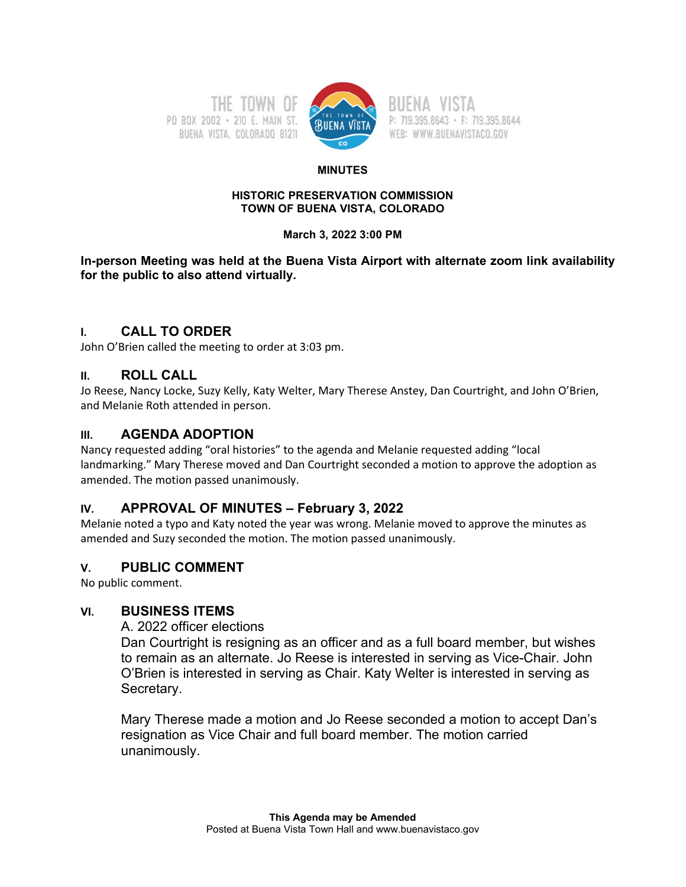THE TOWN OF BUENA VISTA
PO BOX 2002 • 210 E. MAIN ST. BUENA VISTA, COLORADO 81211
P: 719.395.8643 • F: 719.395.8644
WEB: WWW.BUENAVISTACO.GOV

**MINUTES**

**HISTORIC PRESERVATION COMMISSION**
**TOWN OF BUENA VISTA, COLORADO**

**March 3, 2022 3:00 PM**

**In-person Meeting was held at the Buena Vista Airport with alternate zoom link availability for the public to also attend virtually.**

## I. CALL TO ORDER

John O'Brien called the meeting to order at 3:03 pm.

## II. ROLL CALL

Jo Reese, Nancy Locke, Suzy Kelly, Katy Welter, Mary Therese Anstey, Dan Courtright, and John O'Brien, and Melanie Roth attended in person.

## III. AGENDA ADOPTION

Nancy requested adding "oral histories" to the agenda and Melanie requested adding "local landmarking." Mary Therese moved and Dan Courtright seconded a motion to approve the adoption as amended. The motion passed unanimously.

## IV. APPROVAL OF MINUTES – February 3, 2022

Melanie noted a typo and Katy noted the year was wrong. Melanie moved to approve the minutes as amended and Suzy seconded the motion. The motion passed unanimously.

## V. PUBLIC COMMENT

No public comment.

## VI. BUSINESS ITEMS

A. 2022 officer elections

Dan Courtright is resigning as an officer and as a full board member, but wishes to remain as an alternate. Jo Reese is interested in serving as Vice-Chair. John O'Brien is interested in serving as Chair. Katy Welter is interested in serving as Secretary.

Mary Therese made a motion and Jo Reese seconded a motion to accept Dan's resignation as Vice Chair and full board member. The motion carried unanimously.

**This Agenda may be Amended**
Posted at Buena Vista Town Hall and www.buenavistaco.gov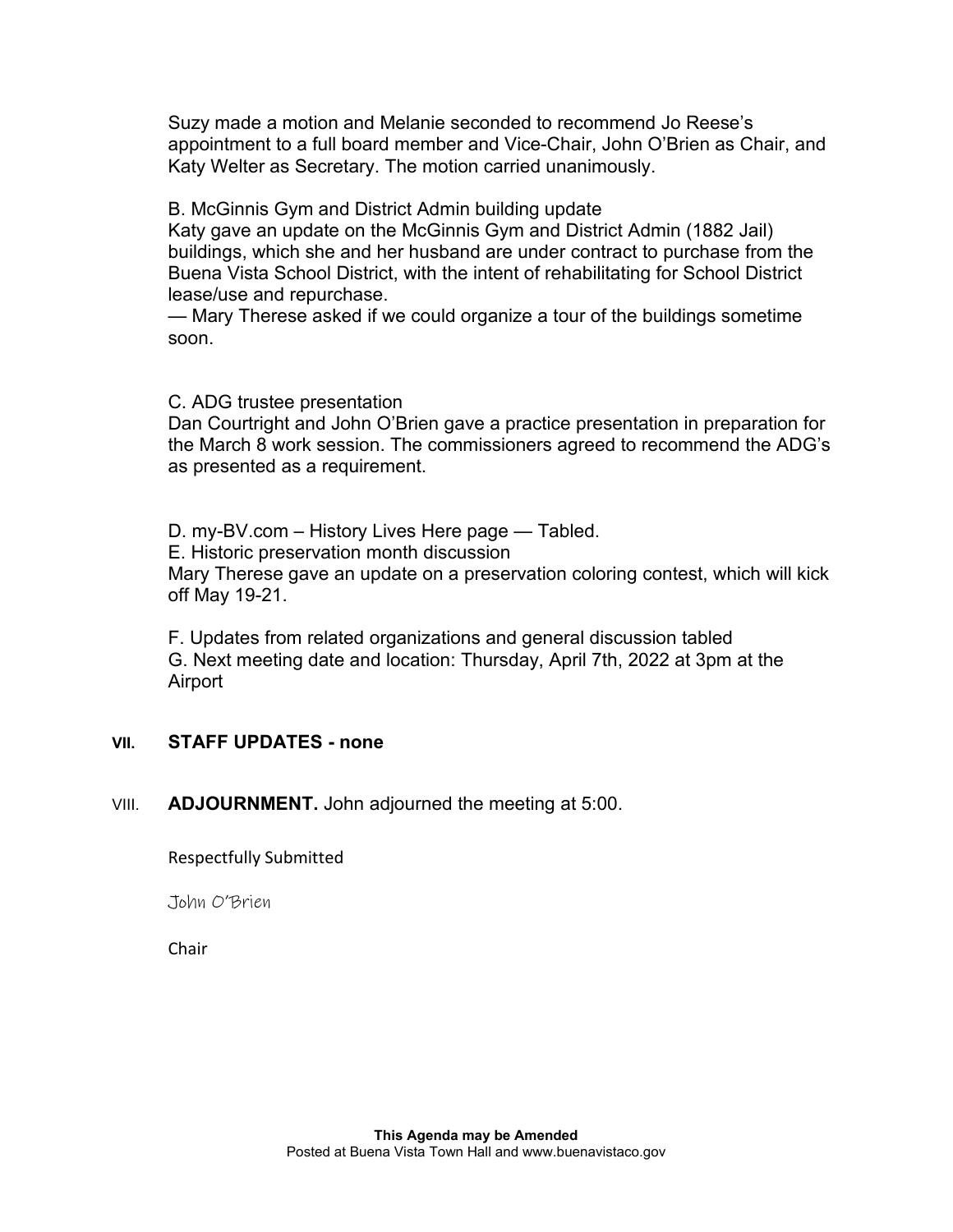Suzy made a motion and Melanie seconded to recommend Jo Reese's appointment to a full board member and Vice-Chair, John O'Brien as Chair, and Katy Welter as Secretary. The motion carried unanimously.

B. McGinnis Gym and District Admin building update
Katy gave an update on the McGinnis Gym and District Admin (1882 Jail) buildings, which she and her husband are under contract to purchase from the Buena Vista School District, with the intent of rehabilitating for School District lease/use and repurchase.
— Mary Therese asked if we could organize a tour of the buildings sometime soon.

C. ADG trustee presentation
Dan Courtright and John O'Brien gave a practice presentation in preparation for the March 8 work session. The commissioners agreed to recommend the ADG's as presented as a requirement.

D. my-BV.com – History Lives Here page — Tabled.
E. Historic preservation month discussion
Mary Therese gave an update on a preservation coloring contest, which will kick off May 19-21.

F. Updates from related organizations and general discussion tabled
G. Next meeting date and location: Thursday, April 7th, 2022 at 3pm at the Airport

## VII. STAFF UPDATES - none

VIII. **ADJOURNMENT.** John adjourned the meeting at 5:00.

Respectfully Submitted

John O'Brien

Chair

**This Agenda may be Amended**
Posted at Buena Vista Town Hall and www.buenavistaco.gov